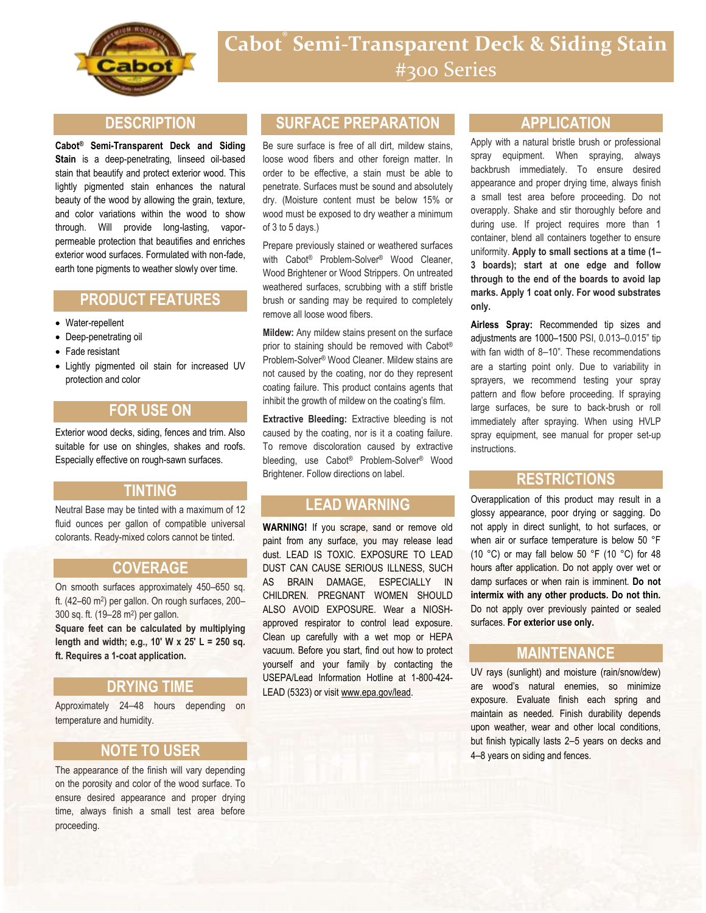# Cabot® Semi-Transparent Deck & Siding Stain
## #300 Series

## DESCRIPTION

**Cabot® Semi-Transparent Deck and Siding Stain** is a deep-penetrating, linseed oil-based stain that beautify and protect exterior wood. This lightly pigmented stain enhances the natural beauty of the wood by allowing the grain, texture, and color variations within the wood to show through. Will provide long-lasting, vapor-permeable protection that beautifies and enriches exterior wood surfaces. Formulated with non-fade, earth tone pigments to weather slowly over time.

## PRODUCT FEATURES

- Water-repellent
- Deep-penetrating oil
- Fade resistant
- Lightly pigmented oil stain for increased UV protection and color

## FOR USE ON

Exterior wood decks, siding, fences and trim. Also suitable for use on shingles, shakes and roofs. Especially effective on rough-sawn surfaces.

## TINTING

Neutral Base may be tinted with a maximum of 12 fluid ounces per gallon of compatible universal colorants. Ready-mixed colors cannot be tinted.

## COVERAGE

On smooth surfaces approximately 450–650 sq. ft. (42–60 m²) per gallon. On rough surfaces, 200–300 sq. ft. (19–28 m²) per gallon.

**Square feet can be calculated by multiplying length and width; e.g., 10' W x 25' L = 250 sq. ft. Requires a 1-coat application.**

## DRYING TIME

Approximately 24–48 hours depending on temperature and humidity.

## NOTE TO USER

The appearance of the finish will vary depending on the porosity and color of the wood surface. To ensure desired appearance and proper drying time, always finish a small test area before proceeding.

## SURFACE PREPARATION

Be sure surface is free of all dirt, mildew stains, loose wood fibers and other foreign matter. In order to be effective, a stain must be able to penetrate. Surfaces must be sound and absolutely dry. (Moisture content must be below 15% or wood must be exposed to dry weather a minimum of 3 to 5 days.)

Prepare previously stained or weathered surfaces with Cabot® Problem-Solver® Wood Cleaner, Wood Brightener or Wood Strippers. On untreated weathered surfaces, scrubbing with a stiff bristle brush or sanding may be required to completely remove all loose wood fibers.

**Mildew:** Any mildew stains present on the surface prior to staining should be removed with Cabot® Problem-Solver® Wood Cleaner. Mildew stains are not caused by the coating, nor do they represent coating failure. This product contains agents that inhibit the growth of mildew on the coating's film.

**Extractive Bleeding:** Extractive bleeding is not caused by the coating, nor is it a coating failure. To remove discoloration caused by extractive bleeding, use Cabot® Problem-Solver® Wood Brightener. Follow directions on label.

## LEAD WARNING

**WARNING!** If you scrape, sand or remove old paint from any surface, you may release lead dust. LEAD IS TOXIC. EXPOSURE TO LEAD DUST CAN CAUSE SERIOUS ILLNESS, SUCH AS BRAIN DAMAGE, ESPECIALLY IN CHILDREN. PREGNANT WOMEN SHOULD ALSO AVOID EXPOSURE. Wear a NIOSH-approved respirator to control lead exposure. Clean up carefully with a wet mop or HEPA vacuum. Before you start, find out how to protect yourself and your family by contacting the USEPA/Lead Information Hotline at 1-800-424-LEAD (5323) or visit www.epa.gov/lead.

## APPLICATION

Apply with a natural bristle brush or professional spray equipment. When spraying, always backbrush immediately. To ensure desired appearance and proper drying time, always finish a small test area before proceeding. Do not overapply. Shake and stir thoroughly before and during use. If project requires more than 1 container, blend all containers together to ensure uniformity. **Apply to small sections at a time (1–3 boards); start at one edge and follow through to the end of the boards to avoid lap marks. Apply 1 coat only. For wood substrates only.**

**Airless Spray:** Recommended tip sizes and adjustments are 1000–1500 PSI, 0.013–0.015" tip with fan width of 8–10". These recommendations are a starting point only. Due to variability in sprayers, we recommend testing your spray pattern and flow before proceeding. If spraying large surfaces, be sure to back-brush or roll immediately after spraying. When using HVLP spray equipment, see manual for proper set-up instructions.

## RESTRICTIONS

Overapplication of this product may result in a glossy appearance, poor drying or sagging. Do not apply in direct sunlight, to hot surfaces, or when air or surface temperature is below 50 °F (10 °C) or may fall below 50 °F (10 °C) for 48 hours after application. Do not apply over wet or damp surfaces or when rain is imminent. **Do not intermix with any other products. Do not thin.** Do not apply over previously painted or sealed surfaces. **For exterior use only.**

## MAINTENANCE

UV rays (sunlight) and moisture (rain/snow/dew) are wood's natural enemies, so minimize exposure. Evaluate finish each spring and maintain as needed. Finish durability depends upon weather, wear and other local conditions, but finish typically lasts 2–5 years on decks and 4–8 years on siding and fences.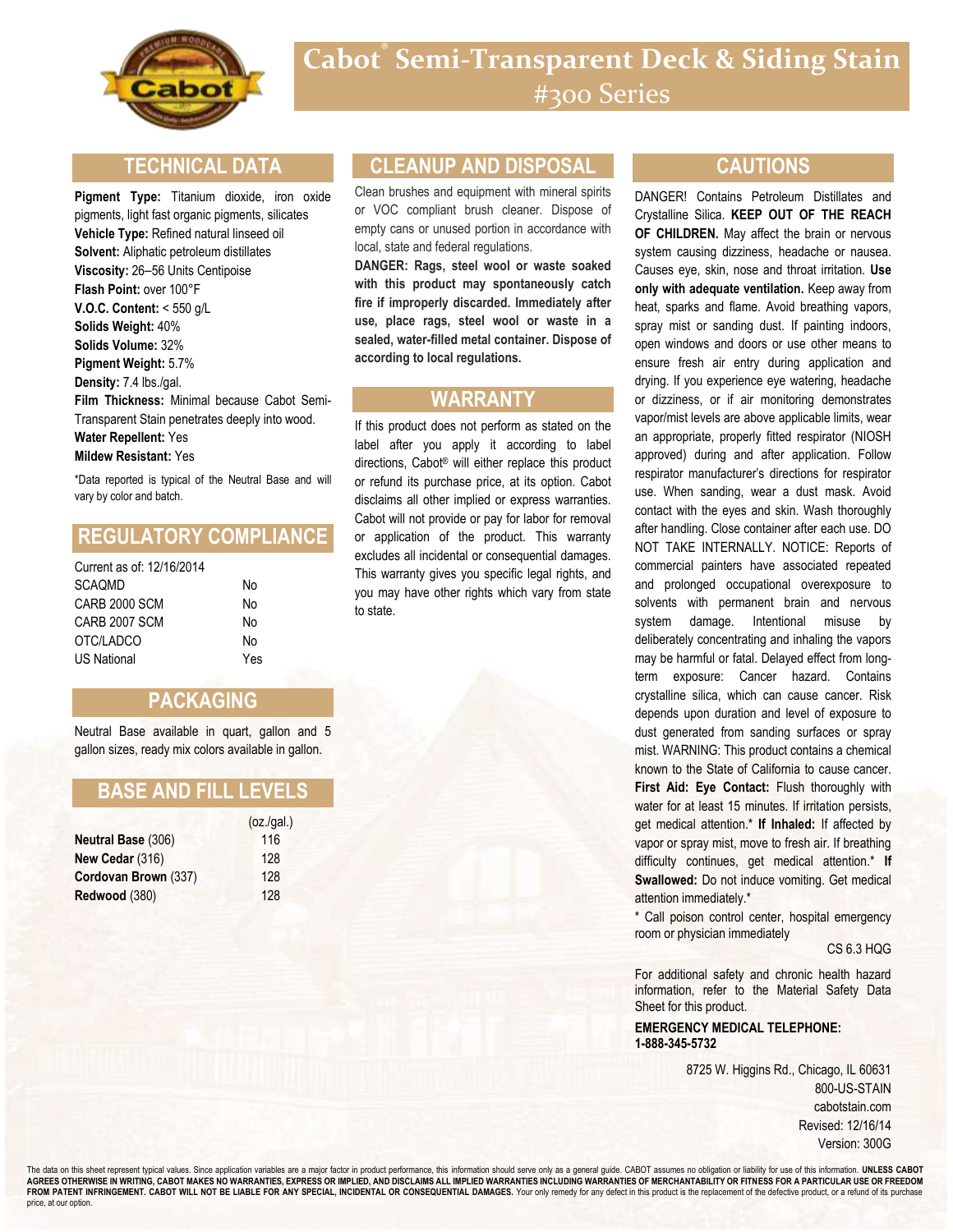# Cabot® Semi-Transparent Deck & Siding Stain #300 Series

## TECHNICAL DATA

**Pigment Type:** Titanium dioxide, iron oxide pigments, light fast organic pigments, silicates
**Vehicle Type:** Refined natural linseed oil
**Solvent:** Aliphatic petroleum distillates
**Viscosity:** 26–56 Units Centipoise
**Flash Point:** over 100°F
**V.O.C. Content:** < 550 g/L
**Solids Weight:** 40%
**Solids Volume:** 32%
**Pigment Weight:** 5.7%
**Density:** 7.4 lbs./gal.
**Film Thickness:** Minimal because Cabot Semi-Transparent Stain penetrates deeply into wood.
**Water Repellent:** Yes
**Mildew Resistant:** Yes

*Data reported is typical of the Neutral Base and will vary by color and batch.

## REGULATORY COMPLIANCE

Current as of: 12/16/2014

| | |
|---|---|
| SCAQMD | No |
| CARB 2000 SCM | No |
| CARB 2007 SCM | No |
| OTC/LADCO | No |
| US National | Yes |

## PACKAGING

Neutral Base available in quart, gallon and 5 gallon sizes, ready mix colors available in gallon.

## BASE AND FILL LEVELS

| | (oz./gal.) |
|---|---|
| **Neutral Base** (306) | 116 |
| **New Cedar** (316) | 128 |
| **Cordovan Brown** (337) | 128 |
| **Redwood** (380) | 128 |

## CLEANUP AND DISPOSAL

Clean brushes and equipment with mineral spirits or VOC compliant brush cleaner. Dispose of empty cans or unused portion in accordance with local, state and federal regulations.

**DANGER: Rags, steel wool or waste soaked with this product may spontaneously catch fire if improperly discarded. Immediately after use, place rags, steel wool or waste in a sealed, water-filled metal container. Dispose of according to local regulations.**

## WARRANTY

If this product does not perform as stated on the label after you apply it according to label directions, Cabot® will either replace this product or refund its purchase price, at its option. Cabot disclaims all other implied or express warranties. Cabot will not provide or pay for labor for removal or application of the product. This warranty excludes all incidental or consequential damages. This warranty gives you specific legal rights, and you may have other rights which vary from state to state.

## CAUTIONS

DANGER! Contains Petroleum Distillates and Crystalline Silica. **KEEP OUT OF THE REACH OF CHILDREN.** May affect the brain or nervous system causing dizziness, headache or nausea. Causes eye, skin, nose and throat irritation. **Use only with adequate ventilation.** Keep away from heat, sparks and flame. Avoid breathing vapors, spray mist or sanding dust. If painting indoors, open windows and doors or use other means to ensure fresh air entry during application and drying. If you experience eye watering, headache or dizziness, or if air monitoring demonstrates vapor/mist levels are above applicable limits, wear an appropriate, properly fitted respirator (NIOSH approved) during and after application. Follow respirator manufacturer's directions for respirator use. When sanding, wear a dust mask. Avoid contact with the eyes and skin. Wash thoroughly after handling. Close container after each use. DO NOT TAKE INTERNALLY. NOTICE: Reports of commercial painters have associated repeated and prolonged occupational overexposure to solvents with permanent brain and nervous system damage. Intentional misuse by deliberately concentrating and inhaling the vapors may be harmful or fatal. Delayed effect from long-term exposure: Cancer hazard. Contains crystalline silica, which can cause cancer. Risk depends upon duration and level of exposure to dust generated from sanding surfaces or spray mist. WARNING: This product contains a chemical known to the State of California to cause cancer. **First Aid: Eye Contact:** Flush thoroughly with water for at least 15 minutes. If irritation persists, get medical attention.* **If Inhaled:** If affected by vapor or spray mist, move to fresh air. If breathing difficulty continues, get medical attention.* **If Swallowed:** Do not induce vomiting. Get medical attention immediately.*

* Call poison control center, hospital emergency room or physician immediately

CS 6.3 HQG

For additional safety and chronic health hazard information, refer to the Material Safety Data Sheet for this product.

**EMERGENCY MEDICAL TELEPHONE: 1-888-345-5732**

8725 W. Higgins Rd., Chicago, IL 60631
800-US-STAIN
cabotstain.com
Revised: 12/16/14
Version: 300G

The data on this sheet represent typical values. Since application variables are a major factor in product performance, this information should serve only as a general guide. CABOT assumes no obligation or liability for use of this information. **UNLESS CABOT AGREES OTHERWISE IN WRITING, CABOT MAKES NO WARRANTIES, EXPRESS OR IMPLIED, AND DISCLAIMS ALL IMPLIED WARRANTIES INCLUDING WARRANTIES OF MERCHANTABILITY OR FITNESS FOR A PARTICULAR USE OR FREEDOM FROM PATENT INFRINGEMENT. CABOT WILL NOT BE LIABLE FOR ANY SPECIAL, INCIDENTAL OR CONSEQUENTIAL DAMAGES.** Your only remedy for any defect in this product is the replacement of the defective product, or a refund of its purchase price, at our option.